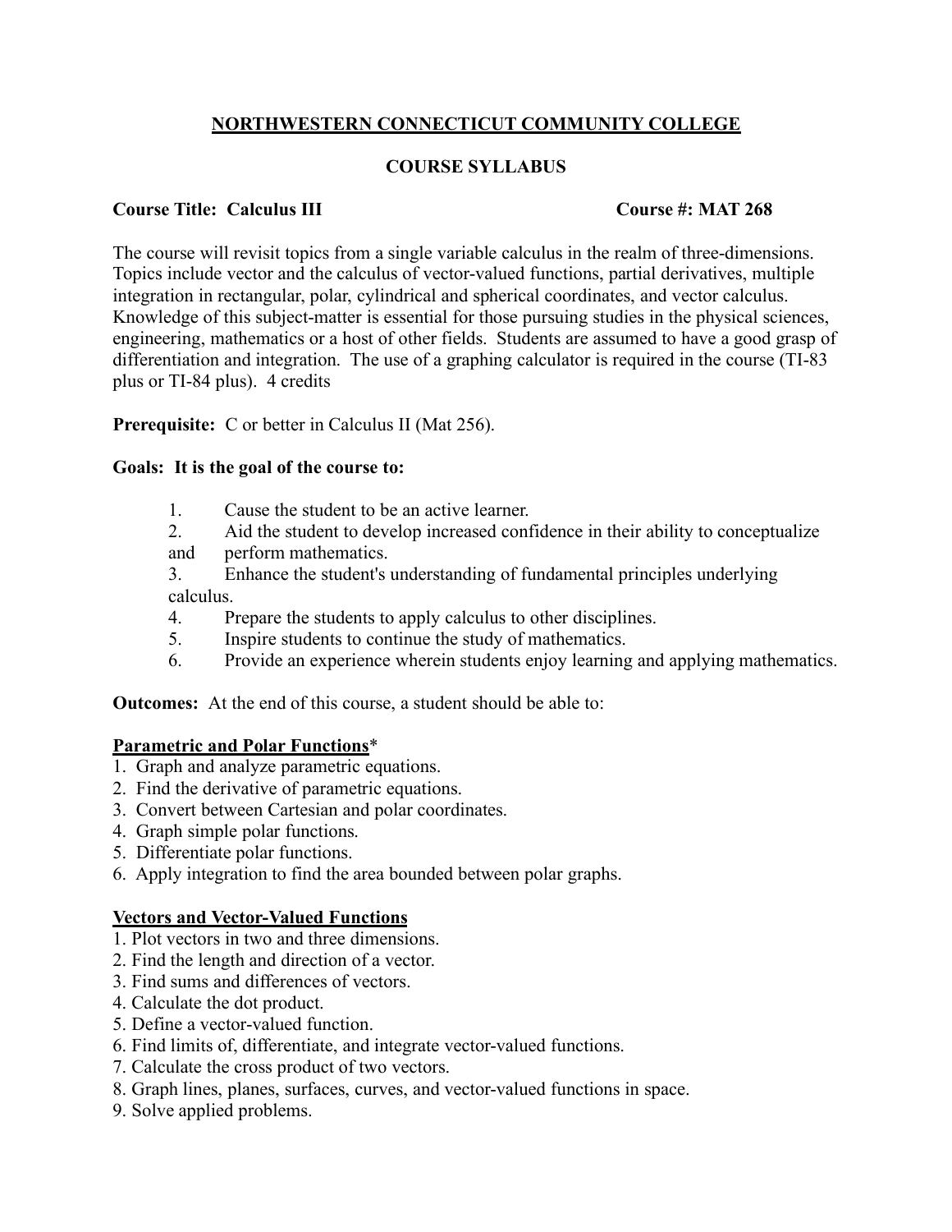# **NORTHWESTERN CONNECTICUT COMMUNITY COLLEGE**

## **COURSE SYLLABUS**

**Course Title: Calculus III** **Course #: MAT 268**

The course will revisit topics from a single variable calculus in the realm of three-dimensions. Topics include vector and the calculus of vector-valued functions, partial derivatives, multiple integration in rectangular, polar, cylindrical and spherical coordinates, and vector calculus. Knowledge of this subject-matter is essential for those pursuing studies in the physical sciences, engineering, mathematics or a host of other fields. Students are assumed to have a good grasp of differentiation and integration. The use of a graphing calculator is required in the course (TI-83 plus or TI-84 plus). 4 credits

**Prerequisite:** C or better in Calculus II (Mat 256).

**Goals: It is the goal of the course to:**

1. Cause the student to be an active learner.
2. Aid the student to develop increased confidence in their ability to conceptualize and perform mathematics.
3. Enhance the student's understanding of fundamental principles underlying calculus.
4. Prepare the students to apply calculus to other disciplines.
5. Inspire students to continue the study of mathematics.
6. Provide an experience wherein students enjoy learning and applying mathematics.

**Outcomes:** At the end of this course, a student should be able to:

**Parametric and Polar Functions***

1. Graph and analyze parametric equations.
2. Find the derivative of parametric equations.
3. Convert between Cartesian and polar coordinates.
4. Graph simple polar functions.
5. Differentiate polar functions.
6. Apply integration to find the area bounded between polar graphs.

**Vectors and Vector-Valued Functions**

1. Plot vectors in two and three dimensions.
2. Find the length and direction of a vector.
3. Find sums and differences of vectors.
4. Calculate the dot product.
5. Define a vector-valued function.
6. Find limits of, differentiate, and integrate vector-valued functions.
7. Calculate the cross product of two vectors.
8. Graph lines, planes, surfaces, curves, and vector-valued functions in space.
9. Solve applied problems.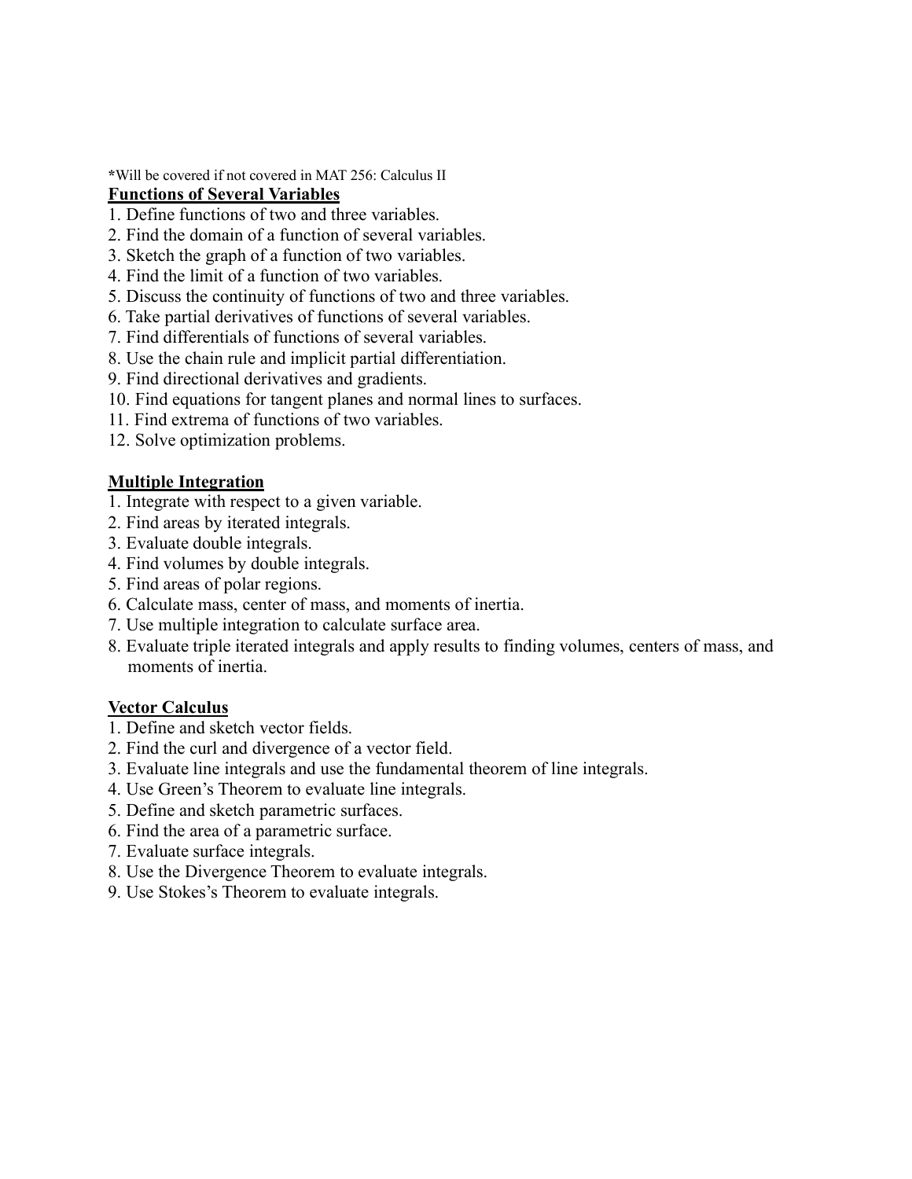*Will be covered if not covered in MAT 256: Calculus II

**Functions of Several Variables**

1. Define functions of two and three variables.
2. Find the domain of a function of several variables.
3. Sketch the graph of a function of two variables.
4. Find the limit of a function of two variables.
5. Discuss the continuity of functions of two and three variables.
6. Take partial derivatives of functions of several variables.
7. Find differentials of functions of several variables.
8. Use the chain rule and implicit partial differentiation.
9. Find directional derivatives and gradients.
10. Find equations for tangent planes and normal lines to surfaces.
11. Find extrema of functions of two variables.
12. Solve optimization problems.

**Multiple Integration**

1. Integrate with respect to a given variable.
2. Find areas by iterated integrals.
3. Evaluate double integrals.
4. Find volumes by double integrals.
5. Find areas of polar regions.
6. Calculate mass, center of mass, and moments of inertia.
7. Use multiple integration to calculate surface area.
8. Evaluate triple iterated integrals and apply results to finding volumes, centers of mass, and moments of inertia.

**Vector Calculus**

1. Define and sketch vector fields.
2. Find the curl and divergence of a vector field.
3. Evaluate line integrals and use the fundamental theorem of line integrals.
4. Use Green's Theorem to evaluate line integrals.
5. Define and sketch parametric surfaces.
6. Find the area of a parametric surface.
7. Evaluate surface integrals.
8. Use the Divergence Theorem to evaluate integrals.
9. Use Stokes's Theorem to evaluate integrals.